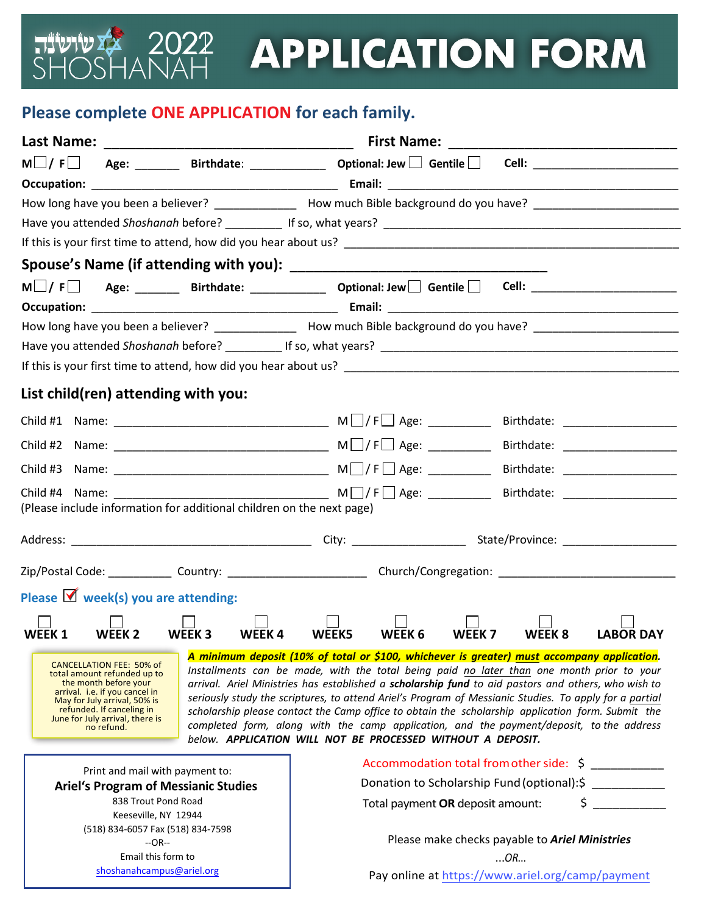# שושנה 2022 SHOSHANAH APPLICATION FORM

**Please complete ONE APPLICATION for each family.**

**Last Name:** ________________________________ **First Name:** ______________________________

**M** ☐ / **F** ☐ **Age:** _______ **Birthdate:** ___________ **Optional: Jew** ☐ **Gentile** ☐ **Cell:** ______________________

**Occupation:** ______________________________________ **Email:** _____________________________________________

How long have you been a believer? ____________ How much Bible background do you have? _____________________

Have you attended *Shoshanah* before? ________ If so, what years? ______________________________________________

If this is your first time to attend, how did you hear about us? ________________________________________________

## Spouse's Name (if attending with you): _________________________________

**M** ☐ / **F** ☐ **Age:** _______ **Birthdate:** ___________ **Optional: Jew** ☐ **Gentile** ☐ **Cell:** ______________________

**Occupation:** ______________________________________ **Email:** _____________________________________________

How long have you been a believer? ____________ How much Bible background do you have? _____________________

Have you attended *Shoshanah* before? ________ If so, what years? ______________________________________________

If this is your first time to attend, how did you hear about us? ________________________________________________

## List child(ren) attending with you:

Child #1 Name: ________________________________ M ☐ / F ☐ Age: _________ Birthdate: _________________

Child #2 Name: ________________________________ M ☐ / F ☐ Age: _________ Birthdate: _________________

Child #3 Name: ________________________________ M ☐ / F ☐ Age: _________ Birthdate: _________________

Child #4 Name: ________________________________ M ☐ / F ☐ Age: _________ Birthdate: _________________

(Please include information for additional children on the next page)

Address: ____________________________________ City: _________________ State/Province: _________________

Zip/Postal Code: __________ Country: _____________________ Church/Congregation: ___________________________

**Please ☑ week(s) you are attending:**

☐ **WEEK 1** ☐ **WEEK 2** ☐ **WEEK 3** ☐ **WEEK 4** ☐ **WEEK5** ☐ **WEEK 6** ☐ **WEEK 7** ☐ **WEEK 8** ☐ **LABOR DAY**

CANCELLATION FEE: 50% of total amount refunded up to the month before your arrival. i.e. if you cancel in May for July arrival, 50% is refunded. If canceling in June for July arrival, there is no refund.

***A minimum deposit (10% of total or $100, whichever is greater) must accompany application.*** *Installments can be made, with the total being paid no later than one month prior to your arrival. Ariel Ministries has established a* ***scholarship fund*** *to aid pastors and others, who wish to seriously study the scriptures, to attend Ariel's Program of Messianic Studies. To apply for a partial scholarship please contact the Camp office to obtain the scholarship application form. Submit the completed form, along with the camp application, and the payment/deposit, to the address below.* ***APPLICATION WILL NOT BE PROCESSED WITHOUT A DEPOSIT.***

Print and mail with payment to:
**Ariel's Program of Messianic Studies**
838 Trout Pond Road
Keeseville, NY 12944
(518) 834-6057 Fax (518) 834-7598
--OR--
Email this form to
shoshanahcampus@ariel.org

Accommodation total from other side: $ __________

Donation to Scholarship Fund (optional): $ __________

Total payment **OR** deposit amount: $ __________

Please make checks payable to ***Ariel Ministries***

*...OR...*

Pay online at https://www.ariel.org/camp/payment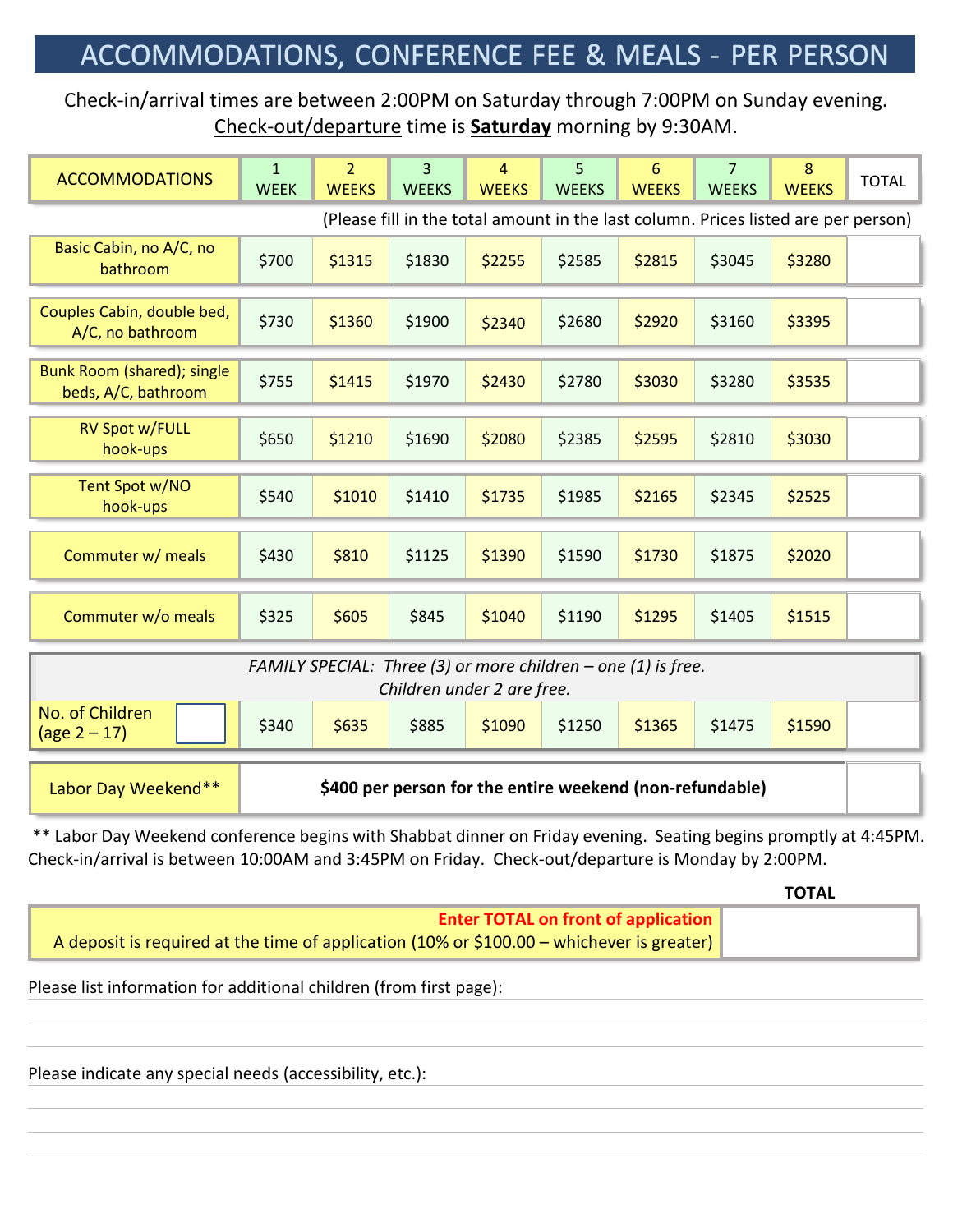# ACCOMMODATIONS, CONFERENCE FEE & MEALS - PER PERSON

Check-in/arrival times are between 2:00PM on Saturday through 7:00PM on Sunday evening.
Check-out/departure time is **Saturday** morning by 9:30AM.

| ACCOMMODATIONS | 1 WEEK | 2 WEEKS | 3 WEEKS | 4 WEEKS | 5 WEEKS | 6 WEEKS | 7 WEEKS | 8 WEEKS | TOTAL |
|---|---|---|---|---|---|---|---|---|---|
| (Please fill in the total amount in the last column. Prices listed are per person) | | | | | | | | | |
| Basic Cabin, no A/C, no bathroom | $700 | $1315 | $1830 | $2255 | $2585 | $2815 | $3045 | $3280 | |
| Couples Cabin, double bed, A/C, no bathroom | $730 | $1360 | $1900 | $2340 | $2680 | $2920 | $3160 | $3395 | |
| Bunk Room (shared); single beds, A/C, bathroom | $755 | $1415 | $1970 | $2430 | $2780 | $3030 | $3280 | $3535 | |
| RV Spot w/FULL hook-ups | $650 | $1210 | $1690 | $2080 | $2385 | $2595 | $2810 | $3030 | |
| Tent Spot w/NO hook-ups | $540 | $1010 | $1410 | $1735 | $1985 | $2165 | $2345 | $2525 | |
| Commuter w/ meals | $430 | $810 | $1125 | $1390 | $1590 | $1730 | $1875 | $2020 | |
| Commuter w/o meals | $325 | $605 | $845 | $1040 | $1190 | $1295 | $1405 | $1515 | |
| *FAMILY SPECIAL: Three (3) or more children – one (1) is free. Children under 2 are free.* | | | | | | | | | |
| No. of Children (age 2 – 17) ☐ | $340 | $635 | $885 | $1090 | $1250 | $1365 | $1475 | $1590 | |
| Labor Day Weekend** | **$400 per person for the entire weekend (non-refundable)** | | | | | | | | |

** Labor Day Weekend conference begins with Shabbat dinner on Friday evening. Seating begins promptly at 4:45PM. Check-in/arrival is between 10:00AM and 3:45PM on Friday. Check-out/departure is Monday by 2:00PM.

| | TOTAL |
|---|---|
| Enter TOTAL on front of application<br>A deposit is required at the time of application (10% or $100.00 – whichever is greater) | |

Please list information for additional children (from first page):

______________________________________________

______________________________________________

Please indicate any special needs (accessibility, etc.):

______________________________________________

______________________________________________

______________________________________________